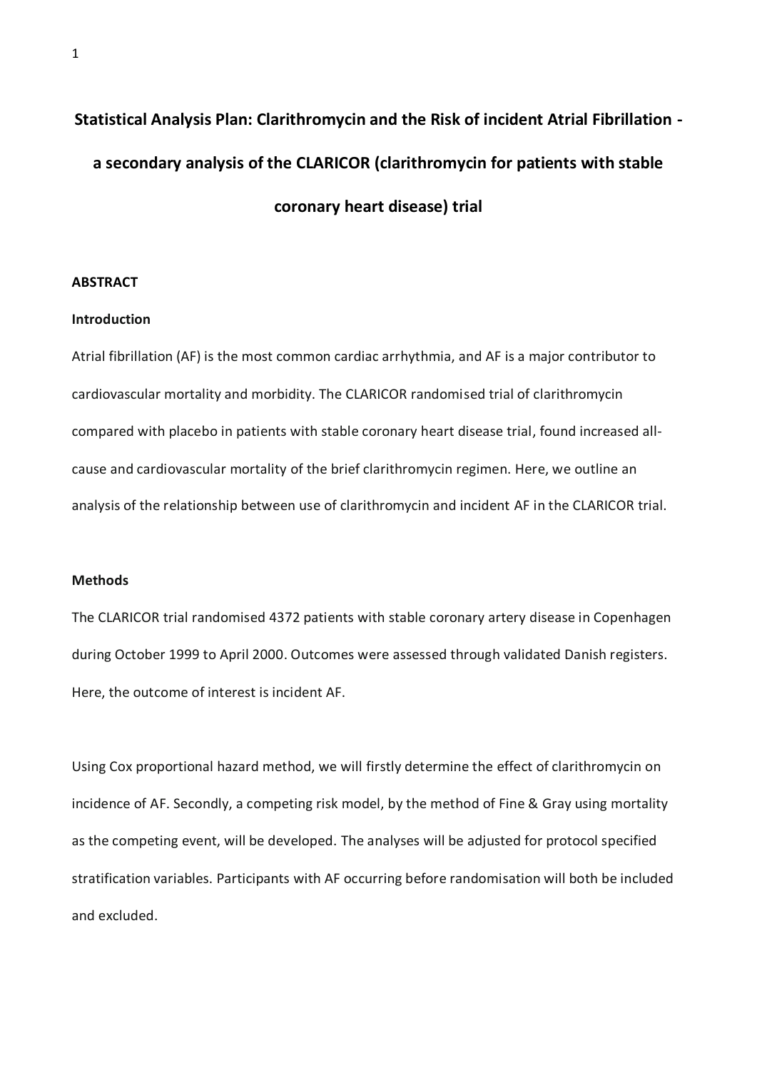# Statistical Analysis Plan: Clarithromycin and the Risk of incident Atrial Fibrillation - a secondary analysis of the CLARICOR (clarithromycin for patients with stable coronary heart disease) trial

## ABSTRACT

### Introduction

Atrial fibrillation (AF) is the most common cardiac arrhythmia, and AF is a major contributor to cardiovascular mortality and morbidity. The CLARICOR randomised trial of clarithromycin compared with placebo in patients with stable coronary heart disease trial, found increased all-cause and cardiovascular mortality of the brief clarithromycin regimen. Here, we outline an analysis of the relationship between use of clarithromycin and incident AF in the CLARICOR trial.

### Methods

The CLARICOR trial randomised 4372 patients with stable coronary artery disease in Copenhagen during October 1999 to April 2000. Outcomes were assessed through validated Danish registers. Here, the outcome of interest is incident AF.

Using Cox proportional hazard method, we will firstly determine the effect of clarithromycin on incidence of AF. Secondly, a competing risk model, by the method of Fine & Gray using mortality as the competing event, will be developed. The analyses will be adjusted for protocol specified stratification variables. Participants with AF occurring before randomisation will both be included and excluded.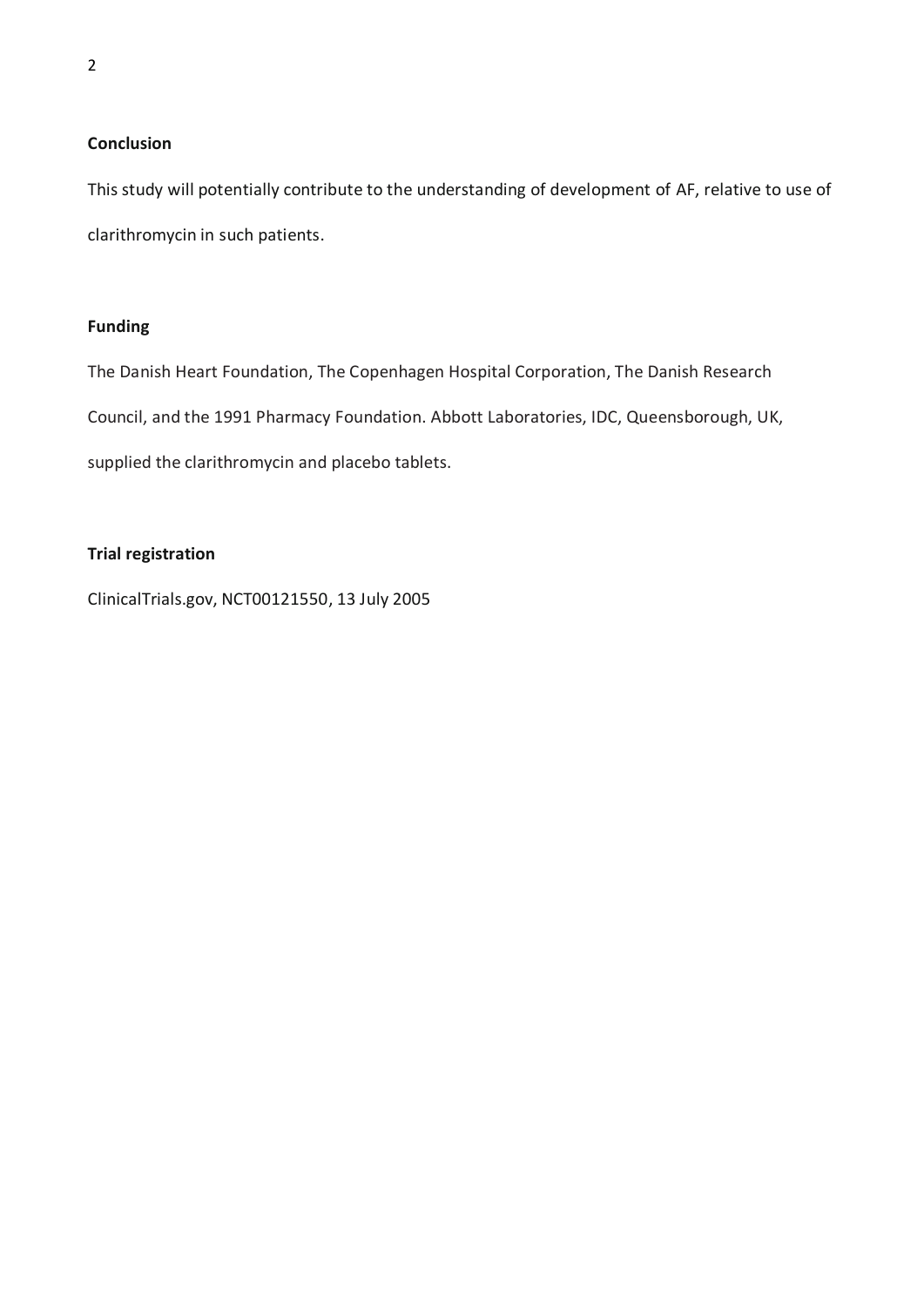**Conclusion**

This study will potentially contribute to the understanding of development of AF, relative to use of clarithromycin in such patients.

**Funding**

The Danish Heart Foundation, The Copenhagen Hospital Corporation, The Danish Research Council, and the 1991 Pharmacy Foundation. Abbott Laboratories, IDC, Queensborough, UK, supplied the clarithromycin and placebo tablets.

**Trial registration**

ClinicalTrials.gov, NCT00121550, 13 July 2005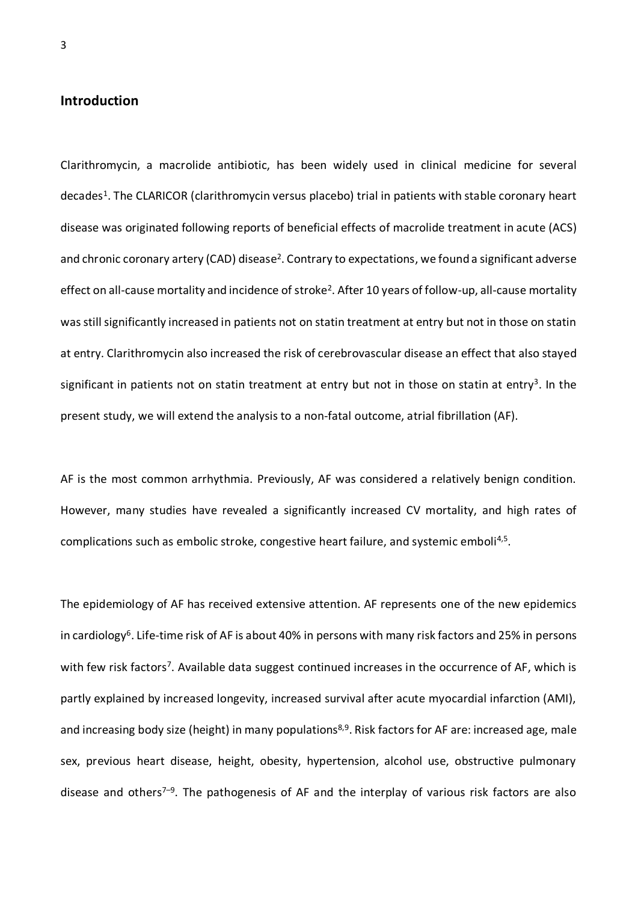## Introduction

Clarithromycin, a macrolide antibiotic, has been widely used in clinical medicine for several decades[1]. The CLARICOR (clarithromycin versus placebo) trial in patients with stable coronary heart disease was originated following reports of beneficial effects of macrolide treatment in acute (ACS) and chronic coronary artery (CAD) disease[2]. Contrary to expectations, we found a significant adverse effect on all-cause mortality and incidence of stroke[2]. After 10 years of follow-up, all-cause mortality was still significantly increased in patients not on statin treatment at entry but not in those on statin at entry. Clarithromycin also increased the risk of cerebrovascular disease an effect that also stayed significant in patients not on statin treatment at entry but not in those on statin at entry[3]. In the present study, we will extend the analysis to a non-fatal outcome, atrial fibrillation (AF).

AF is the most common arrhythmia. Previously, AF was considered a relatively benign condition. However, many studies have revealed a significantly increased CV mortality, and high rates of complications such as embolic stroke, congestive heart failure, and systemic emboli[4,5].

The epidemiology of AF has received extensive attention. AF represents one of the new epidemics in cardiology[6]. Life-time risk of AF is about 40% in persons with many risk factors and 25% in persons with few risk factors[7]. Available data suggest continued increases in the occurrence of AF, which is partly explained by increased longevity, increased survival after acute myocardial infarction (AMI), and increasing body size (height) in many populations[8,9]. Risk factors for AF are: increased age, male sex, previous heart disease, height, obesity, hypertension, alcohol use, obstructive pulmonary disease and others[7–9]. The pathogenesis of AF and the interplay of various risk factors are also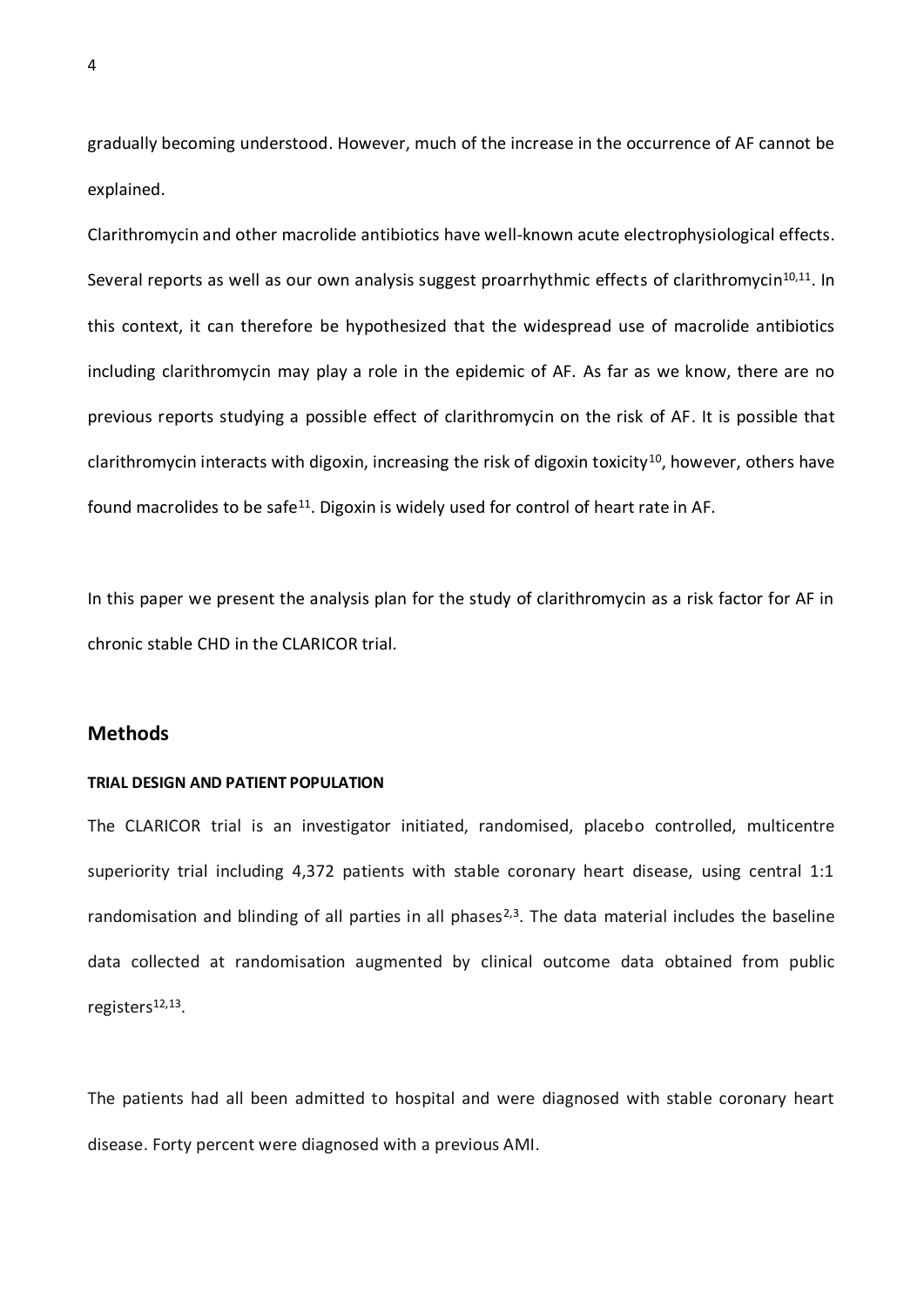gradually becoming understood. However, much of the increase in the occurrence of AF cannot be explained.

Clarithromycin and other macrolide antibiotics have well-known acute electrophysiological effects. Several reports as well as our own analysis suggest proarrhythmic effects of clarithromycin[10,11]. In this context, it can therefore be hypothesized that the widespread use of macrolide antibiotics including clarithromycin may play a role in the epidemic of AF. As far as we know, there are no previous reports studying a possible effect of clarithromycin on the risk of AF. It is possible that clarithromycin interacts with digoxin, increasing the risk of digoxin toxicity[10], however, others have found macrolides to be safe[11]. Digoxin is widely used for control of heart rate in AF.

In this paper we present the analysis plan for the study of clarithromycin as a risk factor for AF in chronic stable CHD in the CLARICOR trial.

## Methods

#### TRIAL DESIGN AND PATIENT POPULATION

The CLARICOR trial is an investigator initiated, randomised, placebo controlled, multicentre superiority trial including 4,372 patients with stable coronary heart disease, using central 1:1 randomisation and blinding of all parties in all phases[2,3]. The data material includes the baseline data collected at randomisation augmented by clinical outcome data obtained from public registers[12,13].

The patients had all been admitted to hospital and were diagnosed with stable coronary heart disease. Forty percent were diagnosed with a previous AMI.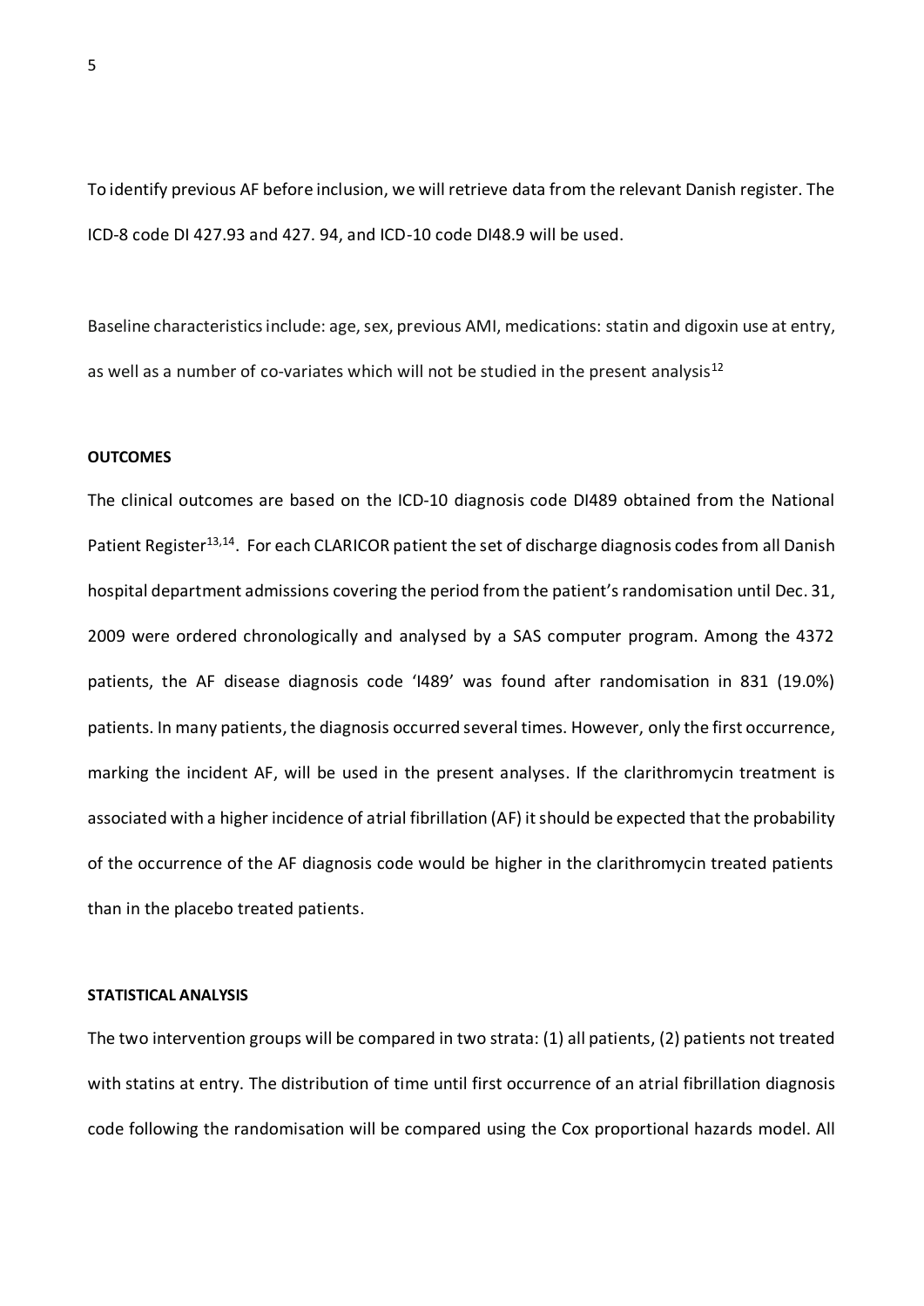To identify previous AF before inclusion, we will retrieve data from the relevant Danish register. The ICD-8 code DI 427.93 and 427. 94, and ICD-10 code DI48.9 will be used.

Baseline characteristics include: age, sex, previous AMI, medications: statin and digoxin use at entry, as well as a number of co-variates which will not be studied in the present analysis[12]

**OUTCOMES**

The clinical outcomes are based on the ICD-10 diagnosis code DI489 obtained from the National Patient Register[13,14]. For each CLARICOR patient the set of discharge diagnosis codes from all Danish hospital department admissions covering the period from the patient's randomisation until Dec. 31, 2009 were ordered chronologically and analysed by a SAS computer program. Among the 4372 patients, the AF disease diagnosis code 'I489' was found after randomisation in 831 (19.0%) patients. In many patients, the diagnosis occurred several times. However, only the first occurrence, marking the incident AF, will be used in the present analyses. If the clarithromycin treatment is associated with a higher incidence of atrial fibrillation (AF) it should be expected that the probability of the occurrence of the AF diagnosis code would be higher in the clarithromycin treated patients than in the placebo treated patients.

**STATISTICAL ANALYSIS**

The two intervention groups will be compared in two strata: (1) all patients, (2) patients not treated with statins at entry. The distribution of time until first occurrence of an atrial fibrillation diagnosis code following the randomisation will be compared using the Cox proportional hazards model. All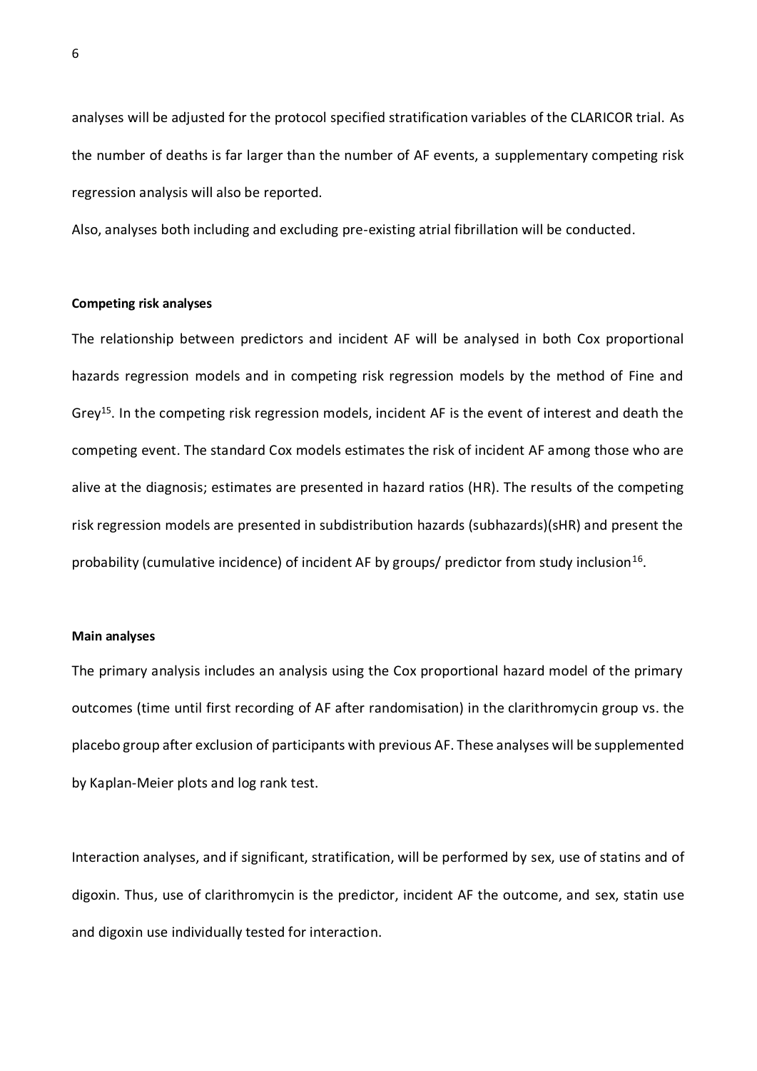analyses will be adjusted for the protocol specified stratification variables of the CLARICOR trial. As the number of deaths is far larger than the number of AF events, a supplementary competing risk regression analysis will also be reported.

Also, analyses both including and excluding pre-existing atrial fibrillation will be conducted.

**Competing risk analyses**

The relationship between predictors and incident AF will be analysed in both Cox proportional hazards regression models and in competing risk regression models by the method of Fine and Grey[15]. In the competing risk regression models, incident AF is the event of interest and death the competing event. The standard Cox models estimates the risk of incident AF among those who are alive at the diagnosis; estimates are presented in hazard ratios (HR). The results of the competing risk regression models are presented in subdistribution hazards (subhazards)(sHR) and present the probability (cumulative incidence) of incident AF by groups/ predictor from study inclusion[16].

**Main analyses**

The primary analysis includes an analysis using the Cox proportional hazard model of the primary outcomes (time until first recording of AF after randomisation) in the clarithromycin group vs. the placebo group after exclusion of participants with previous AF. These analyses will be supplemented by Kaplan-Meier plots and log rank test.

Interaction analyses, and if significant, stratification, will be performed by sex, use of statins and of digoxin. Thus, use of clarithromycin is the predictor, incident AF the outcome, and sex, statin use and digoxin use individually tested for interaction.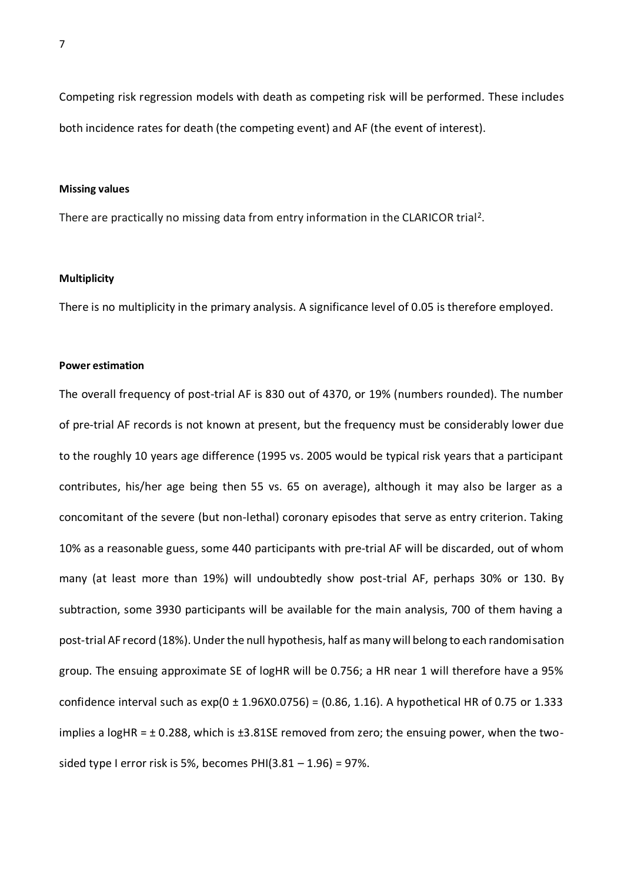Competing risk regression models with death as competing risk will be performed. These includes both incidence rates for death (the competing event) and AF (the event of interest).

**Missing values**

There are practically no missing data from entry information in the CLARICOR trial[2].

**Multiplicity**

There is no multiplicity in the primary analysis. A significance level of 0.05 is therefore employed.

**Power estimation**

The overall frequency of post-trial AF is 830 out of 4370, or 19% (numbers rounded). The number of pre-trial AF records is not known at present, but the frequency must be considerably lower due to the roughly 10 years age difference (1995 vs. 2005 would be typical risk years that a participant contributes, his/her age being then 55 vs. 65 on average), although it may also be larger as a concomitant of the severe (but non-lethal) coronary episodes that serve as entry criterion. Taking 10% as a reasonable guess, some 440 participants with pre-trial AF will be discarded, out of whom many (at least more than 19%) will undoubtedly show post-trial AF, perhaps 30% or 130. By subtraction, some 3930 participants will be available for the main analysis, 700 of them having a post-trial AF record (18%). Under the null hypothesis, half as many will belong to each randomisation group. The ensuing approximate SE of logHR will be 0.756; a HR near 1 will therefore have a 95% confidence interval such as $\exp(0 \pm 1.96\text{X}0.0756) = (0.86, 1.16)$. A hypothetical HR of 0.75 or 1.333 implies a logHR = $\pm$ 0.288, which is $\pm$3.81SE removed from zero; the ensuing power, when the two-sided type I error risk is 5%, becomes $\text{PHI}(3.81 - 1.96) = 97\%$.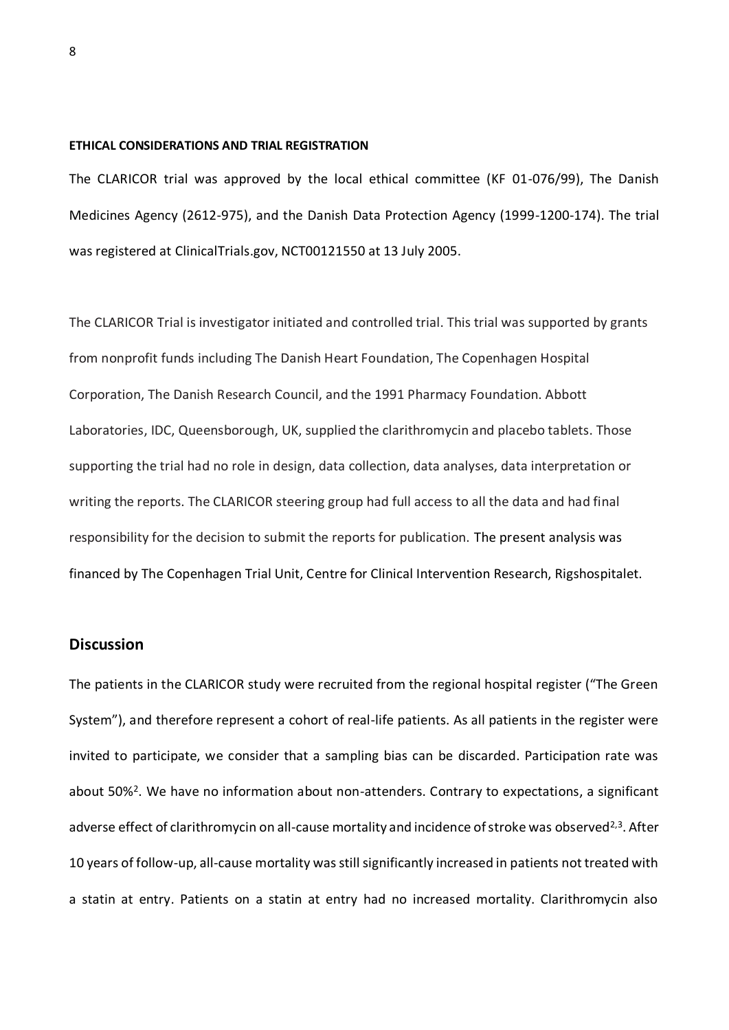**ETHICAL CONSIDERATIONS AND TRIAL REGISTRATION**

The CLARICOR trial was approved by the local ethical committee (KF 01-076/99), The Danish Medicines Agency (2612-975), and the Danish Data Protection Agency (1999-1200-174). The trial was registered at ClinicalTrials.gov, NCT00121550 at 13 July 2005.

The CLARICOR Trial is investigator initiated and controlled trial. This trial was supported by grants from nonprofit funds including The Danish Heart Foundation, The Copenhagen Hospital Corporation, The Danish Research Council, and the 1991 Pharmacy Foundation. Abbott Laboratories, IDC, Queensborough, UK, supplied the clarithromycin and placebo tablets. Those supporting the trial had no role in design, data collection, data analyses, data interpretation or writing the reports. The CLARICOR steering group had full access to all the data and had final responsibility for the decision to submit the reports for publication. The present analysis was financed by The Copenhagen Trial Unit, Centre for Clinical Intervention Research, Rigshospitalet.

## Discussion

The patients in the CLARICOR study were recruited from the regional hospital register ("The Green System"), and therefore represent a cohort of real-life patients. As all patients in the register were invited to participate, we consider that a sampling bias can be discarded. Participation rate was about 50%[2]. We have no information about non-attenders. Contrary to expectations, a significant adverse effect of clarithromycin on all-cause mortality and incidence of stroke was observed[2,3]. After 10 years of follow-up, all-cause mortality was still significantly increased in patients not treated with a statin at entry. Patients on a statin at entry had no increased mortality. Clarithromycin also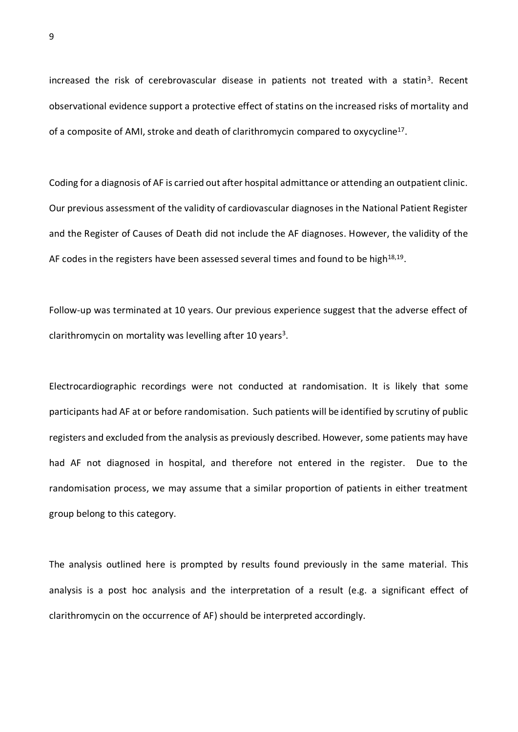increased the risk of cerebrovascular disease in patients not treated with a statin[3]. Recent observational evidence support a protective effect of statins on the increased risks of mortality and of a composite of AMI, stroke and death of clarithromycin compared to oxycycline[17].

Coding for a diagnosis of AF is carried out after hospital admittance or attending an outpatient clinic. Our previous assessment of the validity of cardiovascular diagnoses in the National Patient Register and the Register of Causes of Death did not include the AF diagnoses. However, the validity of the AF codes in the registers have been assessed several times and found to be high[18,19].

Follow-up was terminated at 10 years. Our previous experience suggest that the adverse effect of clarithromycin on mortality was levelling after 10 years[3].

Electrocardiographic recordings were not conducted at randomisation. It is likely that some participants had AF at or before randomisation. Such patients will be identified by scrutiny of public registers and excluded from the analysis as previously described. However, some patients may have had AF not diagnosed in hospital, and therefore not entered in the register. Due to the randomisation process, we may assume that a similar proportion of patients in either treatment group belong to this category.

The analysis outlined here is prompted by results found previously in the same material. This analysis is a post hoc analysis and the interpretation of a result (e.g. a significant effect of clarithromycin on the occurrence of AF) should be interpreted accordingly.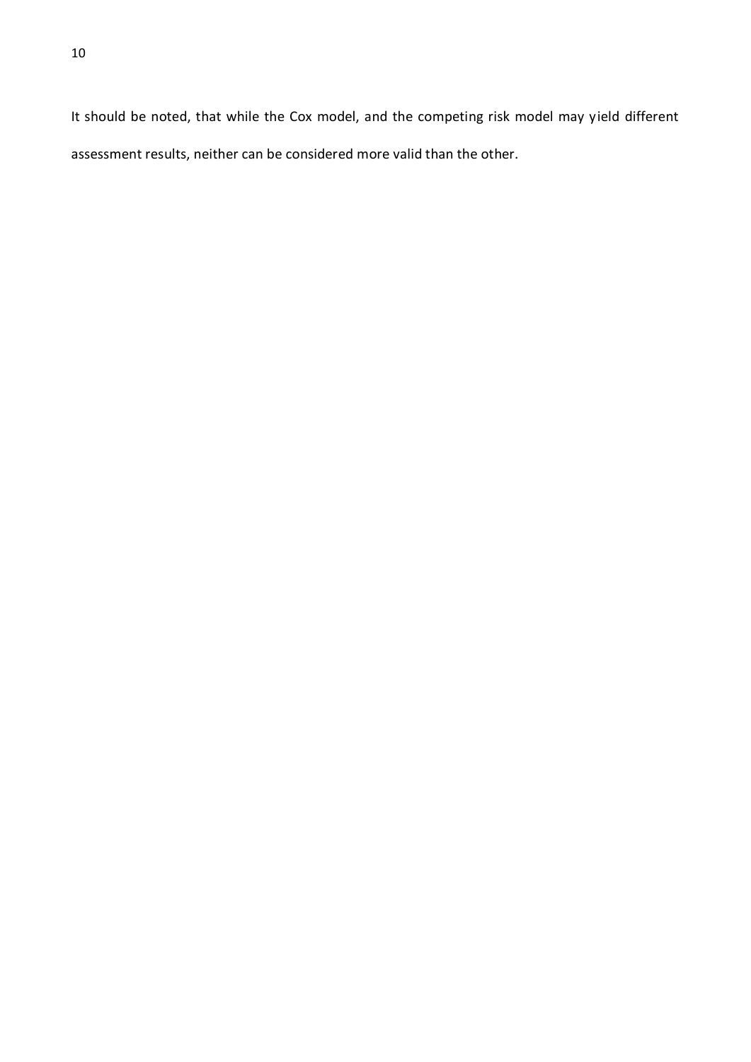It should be noted, that while the Cox model, and the competing risk model may yield different assessment results, neither can be considered more valid than the other.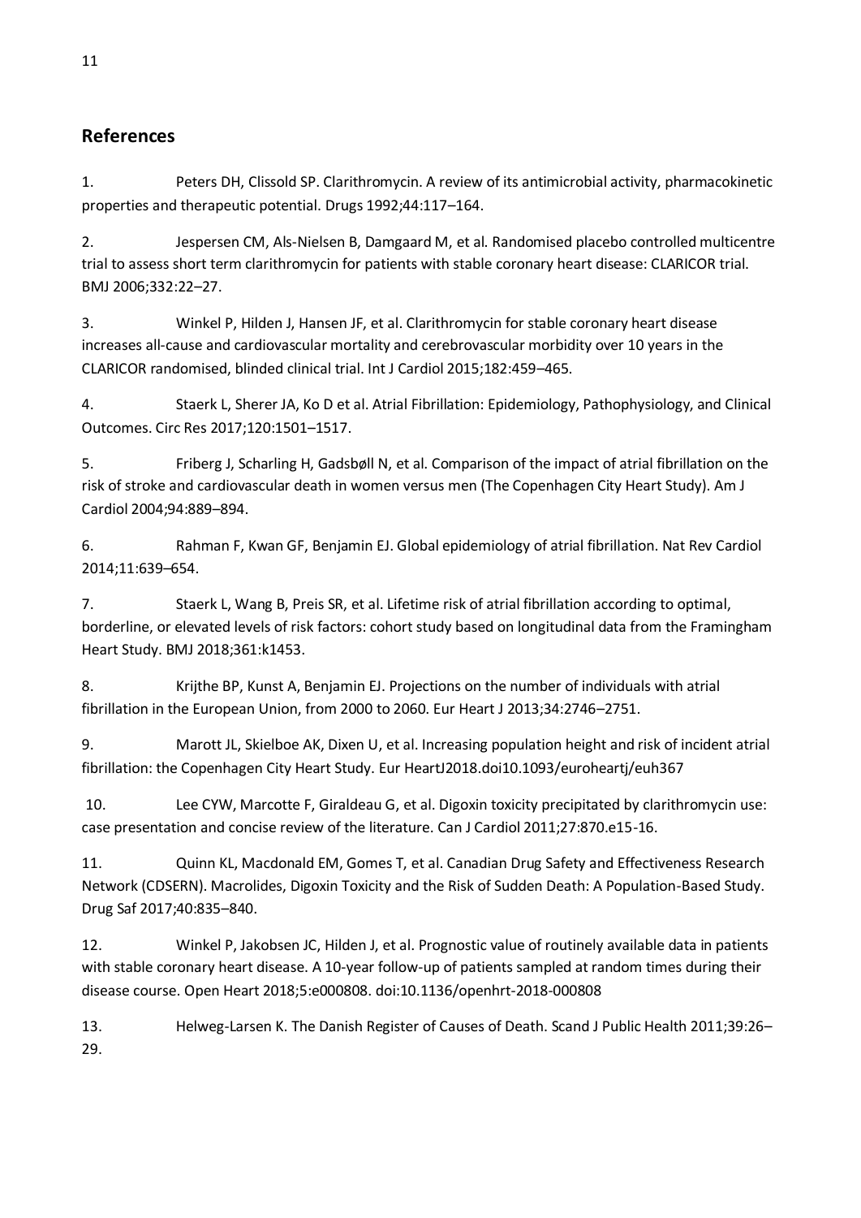## References

1. Peters DH, Clissold SP. Clarithromycin. A review of its antimicrobial activity, pharmacokinetic properties and therapeutic potential. Drugs 1992;44:117–164.

2. Jespersen CM, Als-Nielsen B, Damgaard M, et al. Randomised placebo controlled multicentre trial to assess short term clarithromycin for patients with stable coronary heart disease: CLARICOR trial. BMJ 2006;332:22–27.

3. Winkel P, Hilden J, Hansen JF, et al. Clarithromycin for stable coronary heart disease increases all-cause and cardiovascular mortality and cerebrovascular morbidity over 10 years in the CLARICOR randomised, blinded clinical trial. Int J Cardiol 2015;182:459–465.

4. Staerk L, Sherer JA, Ko D et al. Atrial Fibrillation: Epidemiology, Pathophysiology, and Clinical Outcomes. Circ Res 2017;120:1501–1517.

5. Friberg J, Scharling H, Gadsbøll N, et al. Comparison of the impact of atrial fibrillation on the risk of stroke and cardiovascular death in women versus men (The Copenhagen City Heart Study). Am J Cardiol 2004;94:889–894.

6. Rahman F, Kwan GF, Benjamin EJ. Global epidemiology of atrial fibrillation. Nat Rev Cardiol 2014;11:639–654.

7. Staerk L, Wang B, Preis SR, et al. Lifetime risk of atrial fibrillation according to optimal, borderline, or elevated levels of risk factors: cohort study based on longitudinal data from the Framingham Heart Study. BMJ 2018;361:k1453.

8. Krijthe BP, Kunst A, Benjamin EJ. Projections on the number of individuals with atrial fibrillation in the European Union, from 2000 to 2060. Eur Heart J 2013;34:2746–2751.

9. Marott JL, Skielboe AK, Dixen U, et al. Increasing population height and risk of incident atrial fibrillation: the Copenhagen City Heart Study. Eur HeartJ2018.doi10.1093/eurohearti/euh367

10. Lee CYW, Marcotte F, Giraldeau G, et al. Digoxin toxicity precipitated by clarithromycin use: case presentation and concise review of the literature. Can J Cardiol 2011;27:870.e15-16.

11. Quinn KL, Macdonald EM, Gomes T, et al. Canadian Drug Safety and Effectiveness Research Network (CDSERN). Macrolides, Digoxin Toxicity and the Risk of Sudden Death: A Population-Based Study. Drug Saf 2017;40:835–840.

12. Winkel P, Jakobsen JC, Hilden J, et al. Prognostic value of routinely available data in patients with stable coronary heart disease. A 10-year follow-up of patients sampled at random times during their disease course. Open Heart 2018;5:e000808. doi:10.1136/openhrt-2018-000808

13. Helweg-Larsen K. The Danish Register of Causes of Death. Scand J Public Health 2011;39:26–29.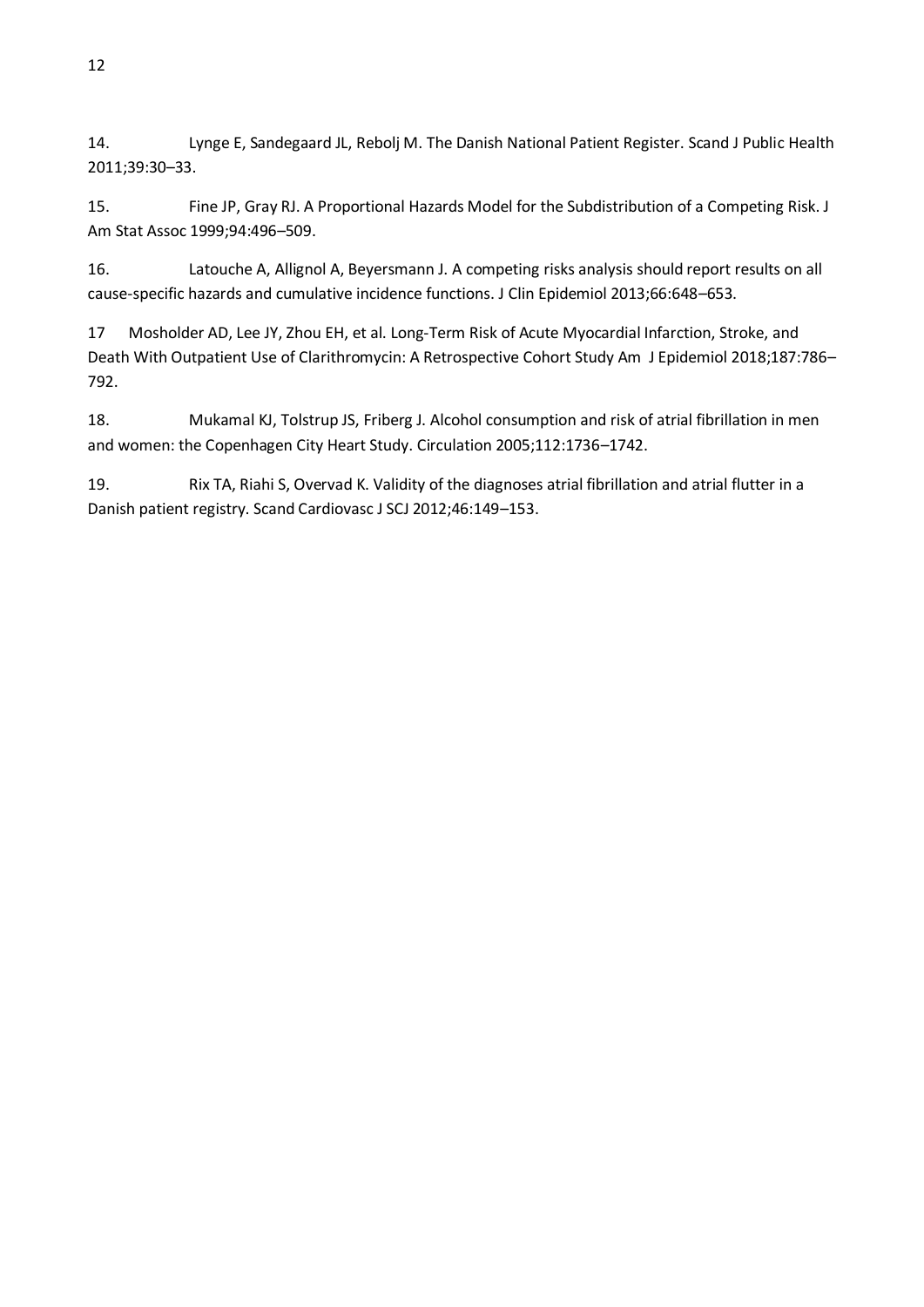14. Lynge E, Sandegaard JL, Rebolj M. The Danish National Patient Register. Scand J Public Health 2011;39:30–33.

15. Fine JP, Gray RJ. A Proportional Hazards Model for the Subdistribution of a Competing Risk. J Am Stat Assoc 1999;94:496–509.

16. Latouche A, Allignol A, Beyersmann J. A competing risks analysis should report results on all cause-specific hazards and cumulative incidence functions. J Clin Epidemiol 2013;66:648–653.

17 Mosholder AD, Lee JY, Zhou EH, et al. Long-Term Risk of Acute Myocardial Infarction, Stroke, and Death With Outpatient Use of Clarithromycin: A Retrospective Cohort Study Am J Epidemiol 2018;187:786–792.

18. Mukamal KJ, Tolstrup JS, Friberg J. Alcohol consumption and risk of atrial fibrillation in men and women: the Copenhagen City Heart Study. Circulation 2005;112:1736–1742.

19. Rix TA, Riahi S, Overvad K. Validity of the diagnoses atrial fibrillation and atrial flutter in a Danish patient registry. Scand Cardiovasc J SCJ 2012;46:149–153.